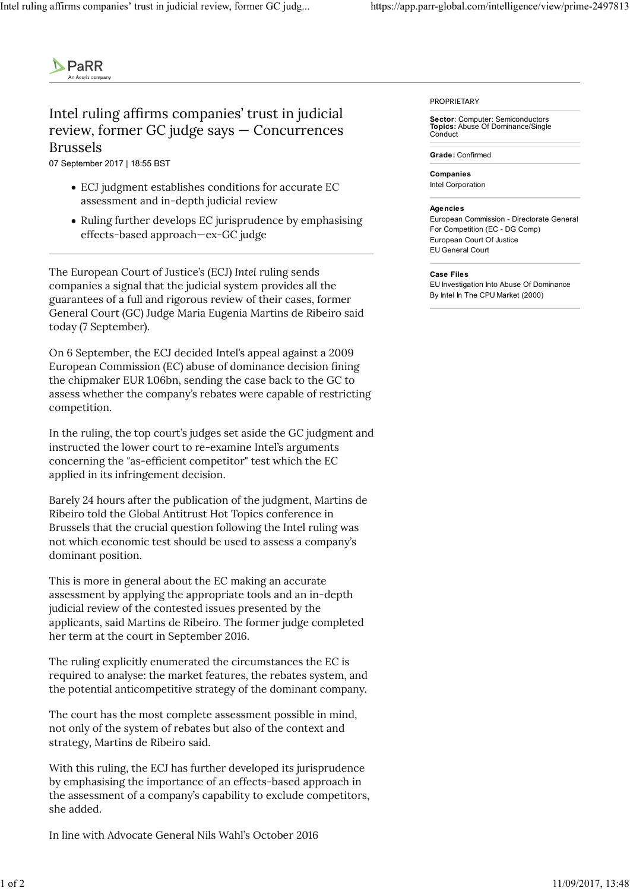PaRR
An Acuris company

# Intel ruling affirms companies' trust in judicial review, former GC judge says — Concurrences Brussels

07 September 2017 | 18:55 BST

- ECJ judgment establishes conditions for accurate EC assessment and in-depth judicial review
- Ruling further develops EC jurisprudence by emphasising effects-based approach—ex-GC judge

---

The European Court of Justice's (ECJ) *Intel* ruling sends companies a signal that the judicial system provides all the guarantees of a full and rigorous review of their cases, former General Court (GC) Judge Maria Eugenia Martins de Ribeiro said today (7 September).

On 6 September, the ECJ decided Intel's appeal against a 2009 European Commission (EC) abuse of dominance decision fining the chipmaker EUR 1.06bn, sending the case back to the GC to assess whether the company's rebates were capable of restricting competition.

In the ruling, the top court's judges set aside the GC judgment and instructed the lower court to re-examine Intel's arguments concerning the "as-efficient competitor" test which the EC applied in its infringement decision.

Barely 24 hours after the publication of the judgment, Martins de Ribeiro told the Global Antitrust Hot Topics conference in Brussels that the crucial question following the Intel ruling was not which economic test should be used to assess a company's dominant position.

This is more in general about the EC making an accurate assessment by applying the appropriate tools and an in-depth judicial review of the contested issues presented by the applicants, said Martins de Ribeiro. The former judge completed her term at the court in September 2016.

The ruling explicitly enumerated the circumstances the EC is required to analyse: the market features, the rebates system, and the potential anticompetitive strategy of the dominant company.

The court has the most complete assessment possible in mind, not only of the system of rebates but also of the context and strategy, Martins de Ribeiro said.

With this ruling, the ECJ has further developed its jurisprudence by emphasising the importance of an effects-based approach in the assessment of a company's capability to exclude competitors, she added.

In line with Advocate General Nils Wahl's October 2016

PROPRIETARY

**Sector**: Computer: Semiconductors
**Topics:** Abuse Of Dominance/Single Conduct

**Grade:** Confirmed

**Companies**
Intel Corporation

**Agencies**
European Commission - Directorate General For Competition (EC - DG Comp)
European Court Of Justice
EU General Court

**Case Files**
EU Investigation Into Abuse Of Dominance By Intel In The CPU Market (2000)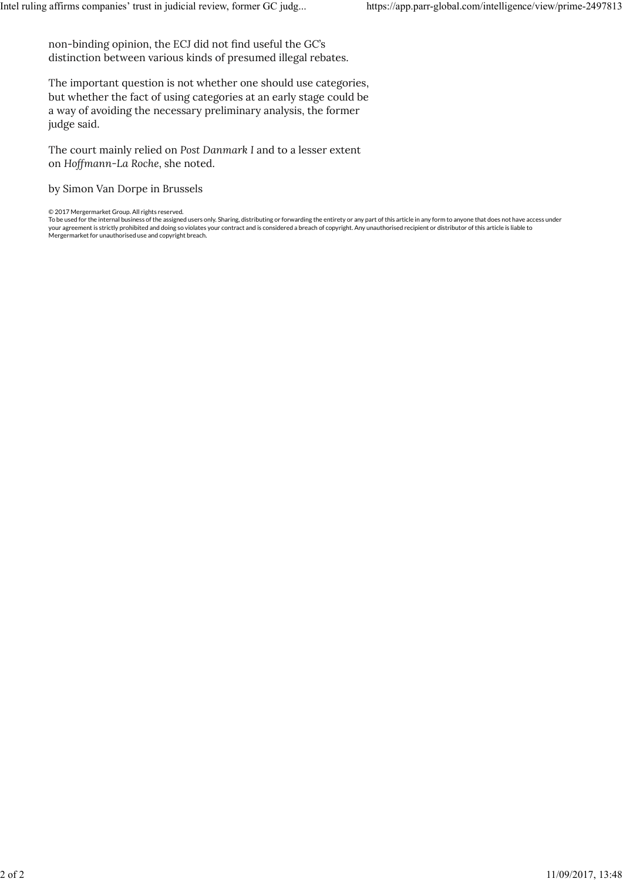non-binding opinion, the ECJ did not find useful the GC's distinction between various kinds of presumed illegal rebates.

The important question is not whether one should use categories, but whether the fact of using categories at an early stage could be a way of avoiding the necessary preliminary analysis, the former judge said.

The court mainly relied on *Post Danmark I* and to a lesser extent on *Hoffmann-La Roche*, she noted.

by Simon Van Dorpe in Brussels

© 2017 Mergermarket Group. All rights reserved.
To be used for the internal business of the assigned users only. Sharing, distributing or forwarding the entirety or any part of this article in any form to anyone that does not have access under your agreement is strictly prohibited and doing so violates your contract and is considered a breach of copyright. Any unauthorised recipient or distributor of this article is liable to Mergermarket for unauthorised use and copyright breach.